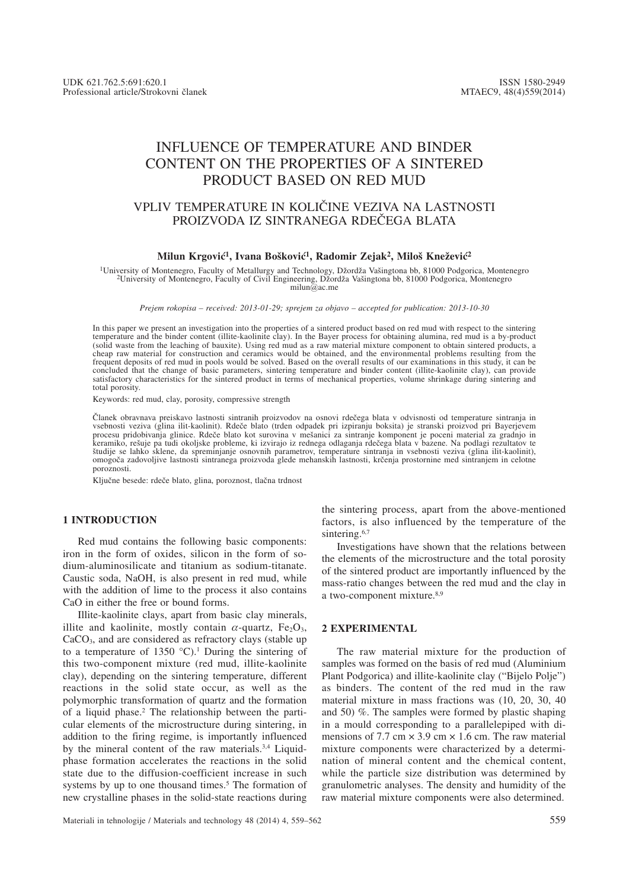UDK 621.762.5:691:620.1
Professional article/Strokovni članek

ISSN 1580-2949
MTAEC9, 48(4)559(2014)

# INFLUENCE OF TEMPERATURE AND BINDER CONTENT ON THE PROPERTIES OF A SINTERED PRODUCT BASED ON RED MUD

## VPLIV TEMPERATURE IN KOLIČINE VEZIVA NA LASTNOSTI PROIZVODA IZ SINTRANEGA RDEČEGA BLATA

**Milun Krgović[1], Ivana Bošković[1], Radomir Zejak[2], Miloš Knežević[2]**

[1]University of Montenegro, Faculty of Metallurgy and Technology, Džordža Vašingtona bb, 81000 Podgorica, Montenegro
[2]University of Montenegro, Faculty of Civil Engineering, Džordža Vašingtona bb, 81000 Podgorica, Montenegro
milun@ac.me

*Prejem rokopisa – received: 2013-01-29; sprejem za objavo – accepted for publication: 2013-10-30*

In this paper we present an investigation into the properties of a sintered product based on red mud with respect to the sintering temperature and the binder content (illite-kaolinite clay). In the Bayer process for obtaining alumina, red mud is a by-product (solid waste from the leaching of bauxite). Using red mud as a raw material mixture component to obtain sintered products, a cheap raw material for construction and ceramics would be obtained, and the environmental problems resulting from the frequent deposits of red mud in pools would be solved. Based on the overall results of our examinations in this study, it can be concluded that the change of basic parameters, sintering temperature and binder content (illite-kaolinite clay), can provide satisfactory characteristics for the sintered product in terms of mechanical properties, volume shrinkage during sintering and total porosity.

Keywords: red mud, clay, porosity, compressive strength

Članek obravnava preiskavo lastnosti sintranih proizvodov na osnovi rdečega blata v odvisnosti od temperature sintranja in vsebnosti veziva (glina ilit-kaolinit). Rdeče blato (trden odpadek pri izpiranju boksita) je stranski proizvod pri Bayerjevem procesu pridobivanja glinice. Rdeče blato kot surovina v mešanici za sintranje komponent je poceni material za gradnjo in keramiko, rešuje pa tudi okoljske probleme, ki izvirajo iz rednega odlaganja rdečega blata v bazene. Na podlagi rezultatov te študije se lahko sklene, da spreminjanje osnovnih parametrov, temperature sintranja in vsebnosti veziva (glina ilit-kaolinit), omogoča zadovoljive lastnosti sintranega proizvoda glede mehanskih lastnosti, krčenja prostornine med sintranjem in celotne poroznosti.

Ključne besede: rdeče blato, glina, poroznost, tlačna trdnost

## 1 INTRODUCTION

Red mud contains the following basic components: iron in the form of oxides, silicon in the form of sodium-aluminosilicate and titanium as sodium-titanate. Caustic soda, NaOH, is also present in red mud, while with the addition of lime to the process it also contains CaO in either the free or bound forms.

Illite-kaolinite clays, apart from basic clay minerals, illite and kaolinite, mostly contain $\alpha$-quartz, $Fe_2O_3$, $CaCO_3$, and are considered as refractory clays (stable up to a temperature of 1350 °C).[1] During the sintering of this two-component mixture (red mud, illite-kaolinite clay), depending on the sintering temperature, different reactions in the solid state occur, as well as the polymorphic transformation of quartz and the formation of a liquid phase.[2] The relationship between the particular elements of the microstructure during sintering, in addition to the firing regime, is importantly influenced by the mineral content of the raw materials.[3,4] Liquid-phase formation accelerates the reactions in the solid state due to the diffusion-coefficient increase in such systems by up to one thousand times.[5] The formation of new crystalline phases in the solid-state reactions during the sintering process, apart from the above-mentioned factors, is also influenced by the temperature of the sintering.[6,7]

Investigations have shown that the relations between the elements of the microstructure and the total porosity of the sintered product are importantly influenced by the mass-ratio changes between the red mud and the clay in a two-component mixture.[8,9]

## 2 EXPERIMENTAL

The raw material mixture for the production of samples was formed on the basis of red mud (Aluminium Plant Podgorica) and illite-kaolinite clay ("Bijelo Polje") as binders. The content of the red mud in the raw material mixture in mass fractions was (10, 20, 30, 40 and 50) %. The samples were formed by plastic shaping in a mould corresponding to a parallelepiped with dimensions of 7.7 cm × 3.9 cm × 1.6 cm. The raw material mixture components were characterized by a determination of mineral content and the chemical content, while the particle size distribution was determined by granulometric analyses. The density and humidity of the raw material mixture components were also determined.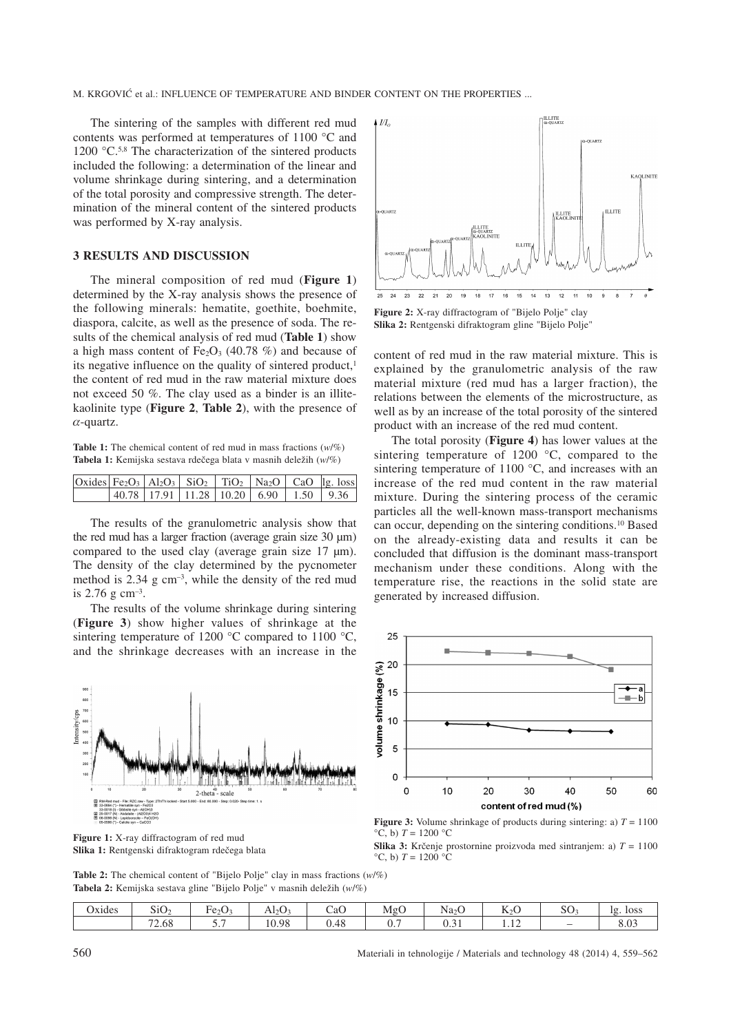The sintering of the samples with different red mud contents was performed at temperatures of 1100 °C and 1200 °C.[5,8] The characterization of the sintered products included the following: a determination of the linear and volume shrinkage during sintering, and a determination of the total porosity and compressive strength. The determination of the mineral content of the sintered products was performed by X-ray analysis.

## 3 RESULTS AND DISCUSSION

The mineral composition of red mud (**Figure 1**) determined by the X-ray analysis shows the presence of the following minerals: hematite, goethite, boehmite, diaspora, calcite, as well as the presence of soda. The results of the chemical analysis of red mud (**Table 1**) show a high mass content of $Fe_2O_3$ (40.78 %) and because of its negative influence on the quality of sintered product,[1] the content of red mud in the raw material mixture does not exceed 50 %. The clay used as a binder is an illite-kaolinite type (**Figure 2**, **Table 2**), with the presence of $\alpha$-quartz.

**Table 1:** The chemical content of red mud in mass fractions ($w$/%)
**Tabela 1:** Kemijska sestava rdečega blata v masnih deležih ($w$/%)

| Oxides | $Fe_2O_3$ | $Al_2O_3$ | $SiO_2$ | $TiO_2$ | $Na_2O$ | CaO | lg. loss |
|---|---|---|---|---|---|---|---|
| | 40.78 | 17.91 | 11.28 | 10.20 | 6.90 | 1.50 | 9.36 |

The results of the granulometric analysis show that the red mud has a larger fraction (average grain size 30 μm) compared to the used clay (average grain size 17 μm). The density of the clay determined by the pycnometer method is 2.34 g cm$^{-3}$, while the density of the red mud is 2.76 g cm$^{-3}$.

The results of the volume shrinkage during sintering (**Figure 3**) show higher values of shrinkage at the sintering temperature of 1200 °C compared to 1100 °C, and the shrinkage decreases with an increase in the content of red mud in the raw material mixture. This is explained by the granulometric analysis of the raw material mixture (red mud has a larger fraction), the relations between the elements of the microstructure, as well as by an increase of the total porosity of the sintered product with an increase of the red mud content.

**Figure 1:** X-ray diffractogram of red mud
**Slika 1:** Rentgenski difraktogram rdečega blata

**Figure 2:** X-ray diffractogram of "Bijelo Polje" clay
**Slika 2:** Rentgenski difraktogram gline "Bijelo Polje"

The total porosity (**Figure 4**) has lower values at the sintering temperature of 1200 °C, compared to the sintering temperature of 1100 °C, and increases with an increase of the red mud content in the raw material mixture. During the sintering process of the ceramic particles all the well-known mass-transport mechanisms can occur, depending on the sintering conditions.[10] Based on the already-existing data and results it can be concluded that diffusion is the dominant mass-transport mechanism under these conditions. Along with the temperature rise, the reactions in the solid state are generated by increased diffusion.

**Figure 3:** Volume shrinkage of products during sintering: a) $T$ = 1100 °C, b) $T$ = 1200 °C
**Slika 3:** Krčenje prostornine proizvoda med sintranjem: a) $T$ = 1100 °C, b) $T$ = 1200 °C

**Table 2:** The chemical content of "Bijelo Polje" clay in mass fractions ($w$/%)
**Tabela 2:** Kemijska sestava gline "Bijelo Polje" v masnih deležih ($w$/%)

| Oxides | $SiO_2$ | $Fe_2O_3$ | $Al_2O_3$ | CaO | MgO | $Na_2O$ | $K_2O$ | $SO_3$ | lg. loss |
|---|---|---|---|---|---|---|---|---|---|
| | 72.68 | 5.7 | 10.98 | 0.48 | 0.7 | 0.31 | 1.12 | – | 8.03 |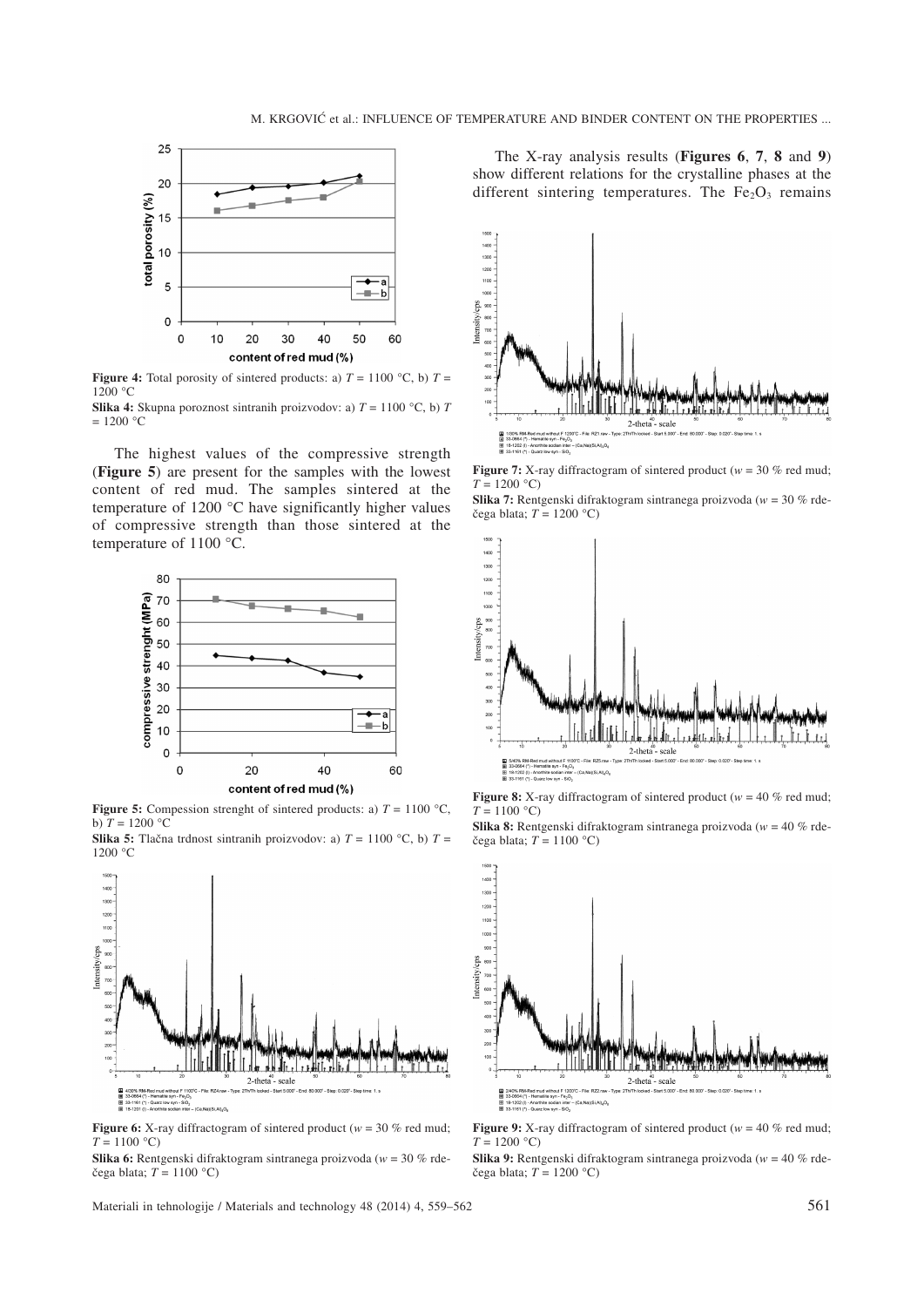**Figure 4:** Total porosity of sintered products: a) $T$ = 1100 °C, b) $T$ = 1200 °C

**Slika 4:** Skupna poroznost sintranih proizvodov: a) $T$ = 1100 °C, b) $T$ = 1200 °C

The highest values of the compressive strength (**Figure 5**) are present for the samples with the lowest content of red mud. The samples sintered at the temperature of 1200 °C have significantly higher values of compressive strength than those sintered at the temperature of 1100 °C.

**Figure 5:** Compession strenght of sintered products: a) $T$ = 1100 °C, b) $T$ = 1200 °C

**Slika 5:** Tlačna trdnost sintranih proizvodov: a) $T$ = 1100 °C, b) $T$ = 1200 °C

**Figure 6:** X-ray diffractogram of sintered product ($w$ = 30 % red mud; $T$ = 1100 °C)

**Slika 6:** Rentgenski difraktogram sintranega proizvoda ($w$ = 30 % rdečega blata; $T$ = 1100 °C)

The X-ray analysis results (**Figures 6**, **7**, **8** and **9**) show different relations for the crystalline phases at the different sintering temperatures. The $Fe_2O_3$ remains

**Figure 7:** X-ray diffractogram of sintered product ($w$ = 30 % red mud; $T$ = 1200 °C)

**Slika 7:** Rentgenski difraktogram sintranega proizvoda ($w$ = 30 % rdečega blata; $T$ = 1200 °C)

**Figure 8:** X-ray diffractogram of sintered product ($w$ = 40 % red mud; $T$ = 1100 °C)

**Slika 8:** Rentgenski difraktogram sintranega proizvoda ($w$ = 40 % rdečega blata; $T$ = 1100 °C)

**Figure 9:** X-ray diffractogram of sintered product ($w$ = 40 % red mud; $T$ = 1200 °C)

**Slika 9:** Rentgenski difraktogram sintranega proizvoda ($w$ = 40 % rdečega blata; $T$ = 1200 °C)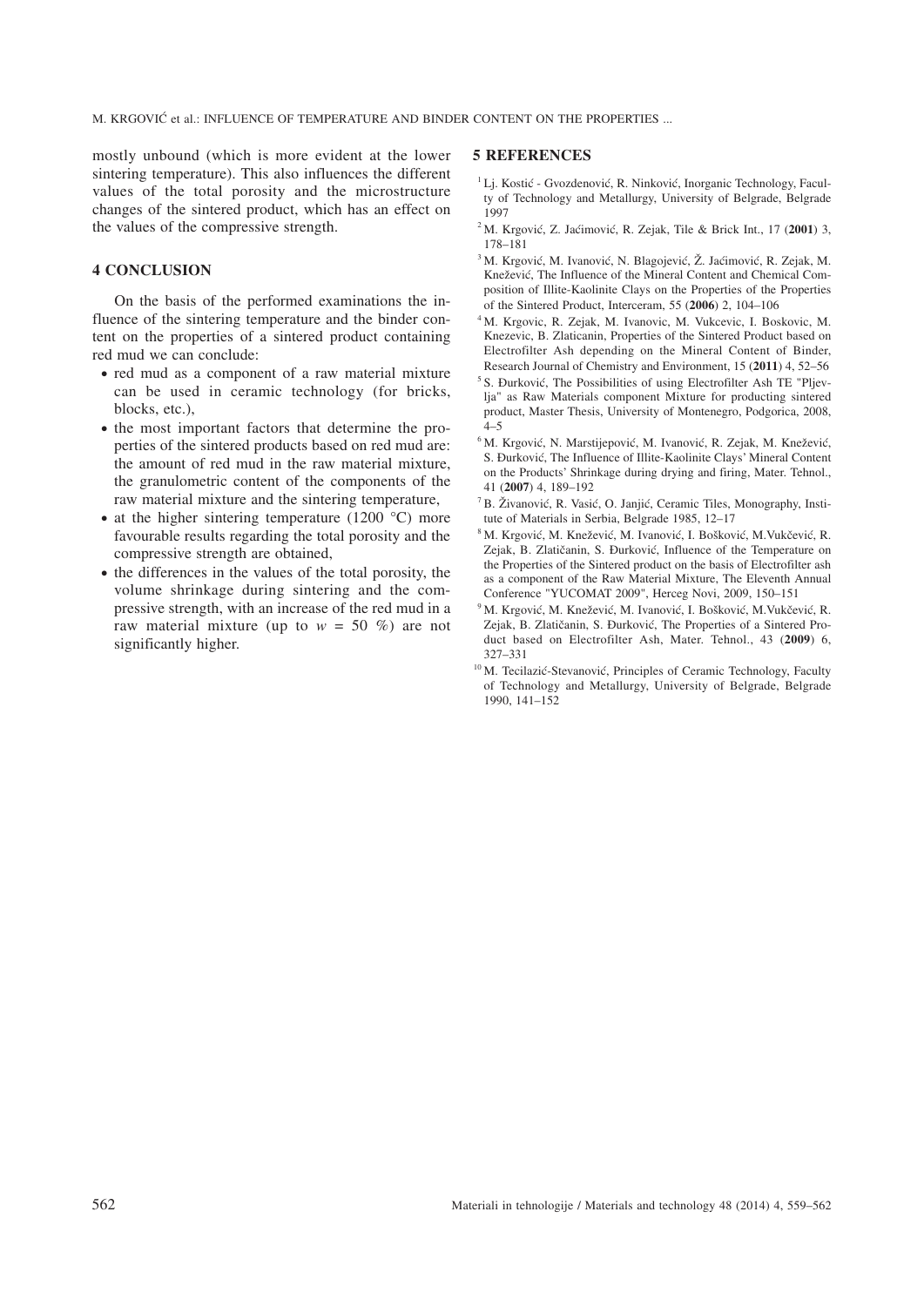mostly unbound (which is more evident at the lower sintering temperature). This also influences the different values of the total porosity and the microstructure changes of the sintered product, which has an effect on the values of the compressive strength.

## 4 CONCLUSION

On the basis of the performed examinations the influence of the sintering temperature and the binder content on the properties of a sintered product containing red mud we can conclude:

- red mud as a component of a raw material mixture can be used in ceramic technology (for bricks, blocks, etc.),
- the most important factors that determine the properties of the sintered products based on red mud are: the amount of red mud in the raw material mixture, the granulometric content of the components of the raw material mixture and the sintering temperature,
- at the higher sintering temperature (1200 °C) more favourable results regarding the total porosity and the compressive strength are obtained,
- the differences in the values of the total porosity, the volume shrinkage during sintering and the compressive strength, with an increase of the red mud in a raw material mixture (up to $w$ = 50 %) are not significantly higher.

## 5 REFERENCES

[1] Lj. Kostić - Gvozdenović, R. Ninković, Inorganic Technology, Faculty of Technology and Metallurgy, University of Belgrade, Belgrade 1997

[2] M. Krgović, Z. Jaćimović, R. Zejak, Tile & Brick Int., 17 (**2001**) 3, 178–181

[3] M. Krgović, M. Ivanović, N. Blagojević, Ž. Jaćimović, R. Zejak, M. Knežević, The Influence of the Mineral Content and Chemical Composition of Illite-Kaolinite Clays on the Properties of the Properties of the Sintered Product, Interceram, 55 (**2006**) 2, 104–106

[4] M. Krgovic, R. Zejak, M. Ivanovic, M. Vukcevic, I. Boskovic, M. Knezevic, B. Zlaticanin, Properties of the Sintered Product based on Electrofilter Ash depending on the Mineral Content of Binder, Research Journal of Chemistry and Environment, 15 (**2011**) 4, 52–56

[5] S. Đurković, The Possibilities of using Electrofilter Ash TE "Pljevlja" as Raw Materials component Mixture for producting sintered product, Master Thesis, University of Montenegro, Podgorica, 2008, 4–5

[6] M. Krgović, N. Marstijepović, M. Ivanović, R. Zejak, M. Knežević, S. Đurković, The Influence of Illite-Kaolinite Clays' Mineral Content on the Products' Shrinkage during drying and firing, Mater. Tehnol., 41 (**2007**) 4, 189–192

[7] B. Živanović, R. Vasić, O. Janjić, Ceramic Tiles, Monography, Institute of Materials in Serbia, Belgrade 1985, 12–17

[8] M. Krgović, M. Knežević, M. Ivanović, I. Bošković, M.Vukčević, R. Zejak, B. Zlatičanin, S. Đurković, Influence of the Temperature on the Properties of the Sintered product on the basis of Electrofilter ash as a component of the Raw Material Mixture, The Eleventh Annual Conference "YUCOMAT 2009", Herceg Novi, 2009, 150–151

[9] M. Krgović, M. Knežević, M. Ivanović, I. Bošković, M.Vukčević, R. Zejak, B. Zlatičanin, S. Đurković, The Properties of a Sintered Product based on Electrofilter Ash, Mater. Tehnol., 43 (**2009**) 6, 327–331

[10] M. Tecilazić-Stevanović, Principles of Ceramic Technology, Faculty of Technology and Metallurgy, University of Belgrade, Belgrade 1990, 141–152